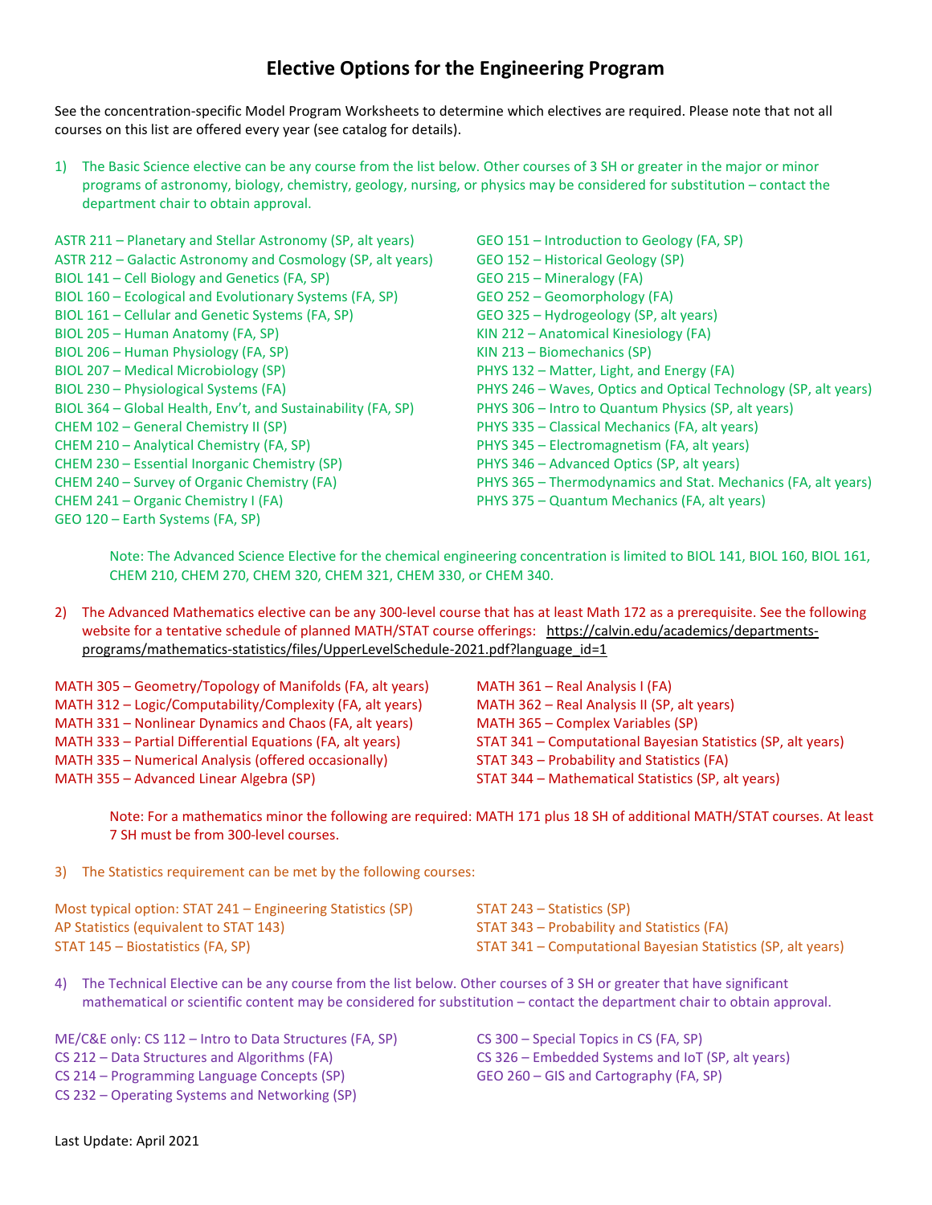# Elective Options for the Engineering Program

See the concentration-specific Model Program Worksheets to determine which electives are required. Please note that not all courses on this list are offered every year (see catalog for details).

1) The Basic Science elective can be any course from the list below. Other courses of 3 SH or greater in the major or minor programs of astronomy, biology, chemistry, geology, nursing, or physics may be considered for substitution – contact the department chair to obtain approval.

- ASTR 211 – Planetary and Stellar Astronomy (SP, alt years)
- ASTR 212 – Galactic Astronomy and Cosmology (SP, alt years)
- BIOL 141 – Cell Biology and Genetics (FA, SP)
- BIOL 160 – Ecological and Evolutionary Systems (FA, SP)
- BIOL 161 – Cellular and Genetic Systems (FA, SP)
- BIOL 205 – Human Anatomy (FA, SP)
- BIOL 206 – Human Physiology (FA, SP)
- BIOL 207 – Medical Microbiology (SP)
- BIOL 230 – Physiological Systems (FA)
- BIOL 364 – Global Health, Env't, and Sustainability (FA, SP)
- CHEM 102 – General Chemistry II (SP)
- CHEM 210 – Analytical Chemistry (FA, SP)
- CHEM 230 – Essential Inorganic Chemistry (SP)
- CHEM 240 – Survey of Organic Chemistry (FA)
- CHEM 241 – Organic Chemistry I (FA)
- GEO 120 – Earth Systems (FA, SP)
- GEO 151 – Introduction to Geology (FA, SP)
- GEO 152 – Historical Geology (SP)
- GEO 215 – Mineralogy (FA)
- GEO 252 – Geomorphology (FA)
- GEO 325 – Hydrogeology (SP, alt years)
- KIN 212 – Anatomical Kinesiology (FA)
- KIN 213 – Biomechanics (SP)
- PHYS 132 – Matter, Light, and Energy (FA)
- PHYS 246 – Waves, Optics and Optical Technology (SP, alt years)
- PHYS 306 – Intro to Quantum Physics (SP, alt years)
- PHYS 335 – Classical Mechanics (FA, alt years)
- PHYS 345 – Electromagnetism (FA, alt years)
- PHYS 346 – Advanced Optics (SP, alt years)
- PHYS 365 – Thermodynamics and Stat. Mechanics (FA, alt years)
- PHYS 375 – Quantum Mechanics (FA, alt years)

Note: The Advanced Science Elective for the chemical engineering concentration is limited to BIOL 141, BIOL 160, BIOL 161, CHEM 210, CHEM 270, CHEM 320, CHEM 321, CHEM 330, or CHEM 340.

2) The Advanced Mathematics elective can be any 300-level course that has at least Math 172 as a prerequisite. See the following website for a tentative schedule of planned MATH/STAT course offerings: https://calvin.edu/academics/departments-programs/mathematics-statistics/files/UpperLevelSchedule-2021.pdf?language_id=1

- MATH 305 – Geometry/Topology of Manifolds (FA, alt years)
- MATH 312 – Logic/Computability/Complexity (FA, alt years)
- MATH 331 – Nonlinear Dynamics and Chaos (FA, alt years)
- MATH 333 – Partial Differential Equations (FA, alt years)
- MATH 335 – Numerical Analysis (offered occasionally)
- MATH 355 – Advanced Linear Algebra (SP)
- MATH 361 – Real Analysis I (FA)
- MATH 362 – Real Analysis II (SP, alt years)
- MATH 365 – Complex Variables (SP)
- STAT 341 – Computational Bayesian Statistics (SP, alt years)
- STAT 343 – Probability and Statistics (FA)
- STAT 344 – Mathematical Statistics (SP, alt years)

Note: For a mathematics minor the following are required: MATH 171 plus 18 SH of additional MATH/STAT courses. At least 7 SH must be from 300-level courses.

3) The Statistics requirement can be met by the following courses:

- Most typical option: STAT 241 – Engineering Statistics (SP)
- AP Statistics (equivalent to STAT 143)
- STAT 145 – Biostatistics (FA, SP)
- STAT 243 – Statistics (SP)
- STAT 343 – Probability and Statistics (FA)
- STAT 341 – Computational Bayesian Statistics (SP, alt years)

4) The Technical Elective can be any course from the list below. Other courses of 3 SH or greater that have significant mathematical or scientific content may be considered for substitution – contact the department chair to obtain approval.

- ME/C&E only: CS 112 – Intro to Data Structures (FA, SP)
- CS 212 – Data Structures and Algorithms (FA)
- CS 214 – Programming Language Concepts (SP)
- CS 232 – Operating Systems and Networking (SP)
- CS 300 – Special Topics in CS (FA, SP)
- CS 326 – Embedded Systems and IoT (SP, alt years)
- GEO 260 – GIS and Cartography (FA, SP)

Last Update: April 2021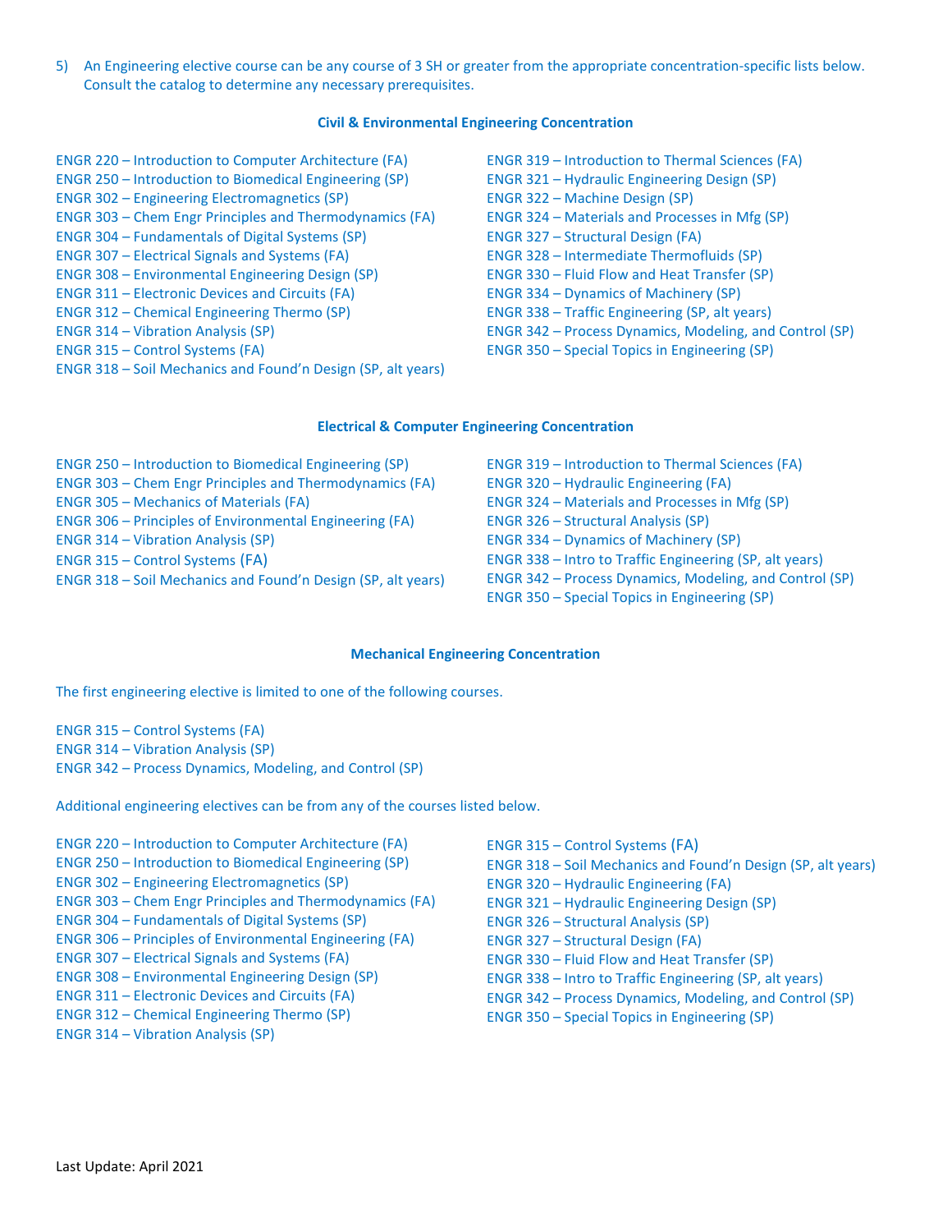5) An Engineering elective course can be any course of 3 SH or greater from the appropriate concentration-specific lists below. Consult the catalog to determine any necessary prerequisites.

### Civil & Environmental Engineering Concentration

ENGR 220 – Introduction to Computer Architecture (FA)
ENGR 250 – Introduction to Biomedical Engineering (SP)
ENGR 302 – Engineering Electromagnetics (SP)
ENGR 303 – Chem Engr Principles and Thermodynamics (FA)
ENGR 304 – Fundamentals of Digital Systems (SP)
ENGR 307 – Electrical Signals and Systems (FA)
ENGR 308 – Environmental Engineering Design (SP)
ENGR 311 – Electronic Devices and Circuits (FA)
ENGR 312 – Chemical Engineering Thermo (SP)
ENGR 314 – Vibration Analysis (SP)
ENGR 315 – Control Systems (FA)
ENGR 318 – Soil Mechanics and Found'n Design (SP, alt years)
ENGR 319 – Introduction to Thermal Sciences (FA)
ENGR 321 – Hydraulic Engineering Design (SP)
ENGR 322 – Machine Design (SP)
ENGR 324 – Materials and Processes in Mfg (SP)
ENGR 327 – Structural Design (FA)
ENGR 328 – Intermediate Thermofluids (SP)
ENGR 330 – Fluid Flow and Heat Transfer (SP)
ENGR 334 – Dynamics of Machinery (SP)
ENGR 338 – Traffic Engineering (SP, alt years)
ENGR 342 – Process Dynamics, Modeling, and Control (SP)
ENGR 350 – Special Topics in Engineering (SP)

### Electrical & Computer Engineering Concentration

ENGR 250 – Introduction to Biomedical Engineering (SP)
ENGR 303 – Chem Engr Principles and Thermodynamics (FA)
ENGR 305 – Mechanics of Materials (FA)
ENGR 306 – Principles of Environmental Engineering (FA)
ENGR 314 – Vibration Analysis (SP)
ENGR 315 – Control Systems (FA)
ENGR 318 – Soil Mechanics and Found'n Design (SP, alt years)
ENGR 319 – Introduction to Thermal Sciences (FA)
ENGR 320 – Hydraulic Engineering (FA)
ENGR 324 – Materials and Processes in Mfg (SP)
ENGR 326 – Structural Analysis (SP)
ENGR 334 – Dynamics of Machinery (SP)
ENGR 338 – Intro to Traffic Engineering (SP, alt years)
ENGR 342 – Process Dynamics, Modeling, and Control (SP)
ENGR 350 – Special Topics in Engineering (SP)

### Mechanical Engineering Concentration

The first engineering elective is limited to one of the following courses.

ENGR 315 – Control Systems (FA)
ENGR 314 – Vibration Analysis (SP)
ENGR 342 – Process Dynamics, Modeling, and Control (SP)

Additional engineering electives can be from any of the courses listed below.

ENGR 220 – Introduction to Computer Architecture (FA)
ENGR 250 – Introduction to Biomedical Engineering (SP)
ENGR 302 – Engineering Electromagnetics (SP)
ENGR 303 – Chem Engr Principles and Thermodynamics (FA)
ENGR 304 – Fundamentals of Digital Systems (SP)
ENGR 306 – Principles of Environmental Engineering (FA)
ENGR 307 – Electrical Signals and Systems (FA)
ENGR 308 – Environmental Engineering Design (SP)
ENGR 311 – Electronic Devices and Circuits (FA)
ENGR 312 – Chemical Engineering Thermo (SP)
ENGR 314 – Vibration Analysis (SP)
ENGR 315 – Control Systems (FA)
ENGR 318 – Soil Mechanics and Found'n Design (SP, alt years)
ENGR 320 – Hydraulic Engineering (FA)
ENGR 321 – Hydraulic Engineering Design (SP)
ENGR 326 – Structural Analysis (SP)
ENGR 327 – Structural Design (FA)
ENGR 330 – Fluid Flow and Heat Transfer (SP)
ENGR 338 – Intro to Traffic Engineering (SP, alt years)
ENGR 342 – Process Dynamics, Modeling, and Control (SP)
ENGR 350 – Special Topics in Engineering (SP)

Last Update: April 2021